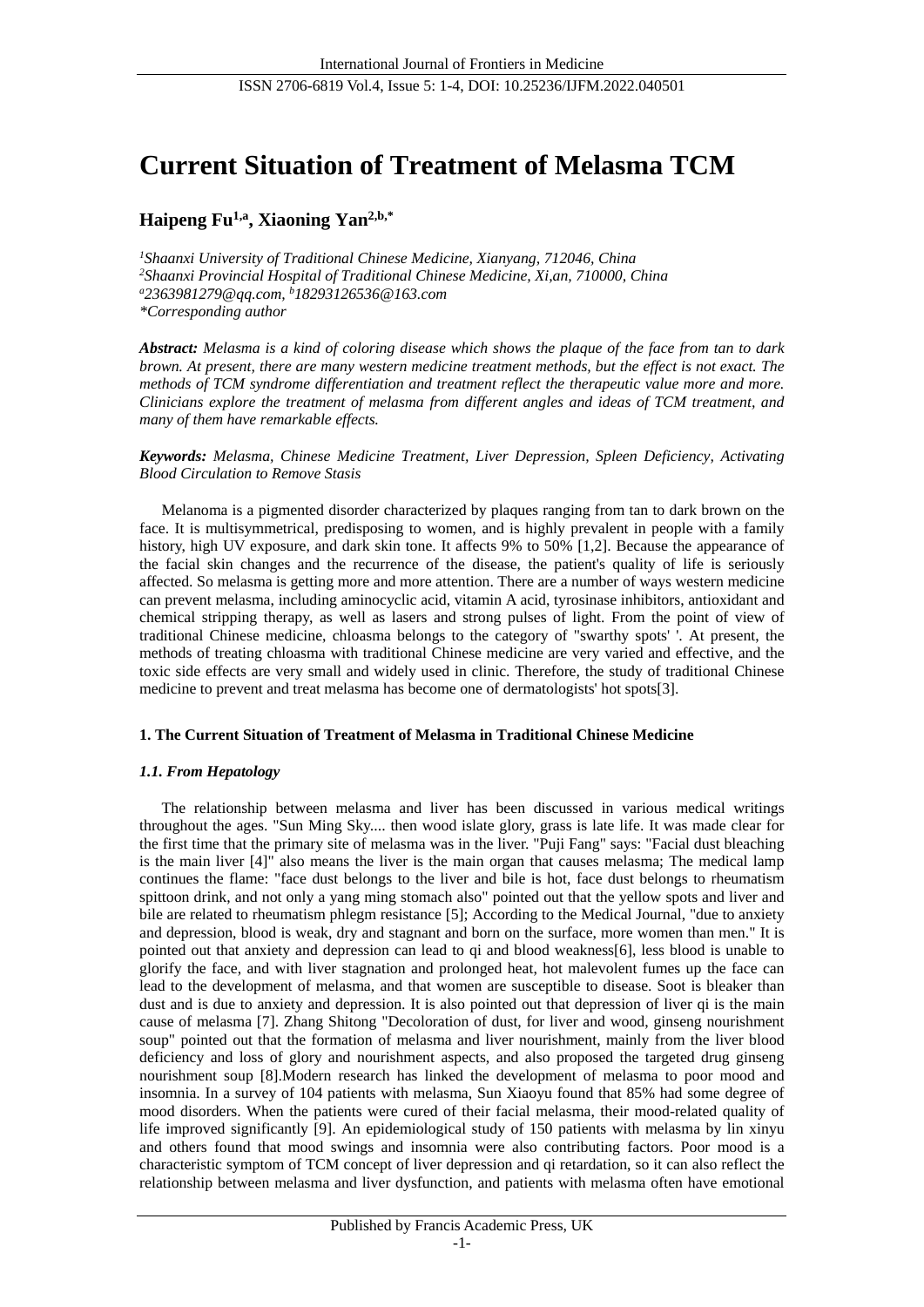# Current Situation of Treatment of Melasma TCM

**Haipeng Fu[1,a], Xiaoning Yan[2,b,*]**

*[1]Shaanxi University of Traditional Chinese Medicine, Xianyang, 712046, China*
*[2]Shaanxi Provincial Hospital of Traditional Chinese Medicine, Xi,an, 710000, China*
*[a]2363981279@qq.com, [b]18293126536@163.com*
*\*Corresponding author*

***Abstract:*** *Melasma is a kind of coloring disease which shows the plaque of the face from tan to dark brown. At present, there are many western medicine treatment methods, but the effect is not exact. The methods of TCM syndrome differentiation and treatment reflect the therapeutic value more and more. Clinicians explore the treatment of melasma from different angles and ideas of TCM treatment, and many of them have remarkable effects.*

***Keywords:*** *Melasma, Chinese Medicine Treatment, Liver Depression, Spleen Deficiency, Activating Blood Circulation to Remove Stasis*

Melanoma is a pigmented disorder characterized by plaques ranging from tan to dark brown on the face. It is multisymmetrical, predisposing to women, and is highly prevalent in people with a family history, high UV exposure, and dark skin tone. It affects 9% to 50% [1,2]. Because the appearance of the facial skin changes and the recurrence of the disease, the patient's quality of life is seriously affected. So melasma is getting more and more attention. There are a number of ways western medicine can prevent melasma, including aminocyclic acid, vitamin A acid, tyrosinase inhibitors, antioxidant and chemical stripping therapy, as well as lasers and strong pulses of light. From the point of view of traditional Chinese medicine, chloasma belongs to the category of "swarthy spots' '. At present, the methods of treating chloasma with traditional Chinese medicine are very varied and effective, and the toxic side effects are very small and widely used in clinic. Therefore, the study of traditional Chinese medicine to prevent and treat melasma has become one of dermatologists' hot spots[3].

## 1. The Current Situation of Treatment of Melasma in Traditional Chinese Medicine

### *1.1. From Hepatology*

The relationship between melasma and liver has been discussed in various medical writings throughout the ages. "Sun Ming Sky.... then wood islate glory, grass is late life. It was made clear for the first time that the primary site of melasma was in the liver. "Puji Fang" says: "Facial dust bleaching is the main liver [4]" also means the liver is the main organ that causes melasma; The medical lamp continues the flame: "face dust belongs to the liver and bile is hot, face dust belongs to rheumatism spittoon drink, and not only a yang ming stomach also" pointed out that the yellow spots and liver and bile are related to rheumatism phlegm resistance [5]; According to the Medical Journal, "due to anxiety and depression, blood is weak, dry and stagnant and born on the surface, more women than men." It is pointed out that anxiety and depression can lead to qi and blood weakness[6], less blood is unable to glorify the face, and with liver stagnation and prolonged heat, hot malevolent fumes up the face can lead to the development of melasma, and that women are susceptible to disease. Soot is bleaker than dust and is due to anxiety and depression. It is also pointed out that depression of liver qi is the main cause of melasma [7]. Zhang Shitong "Decoloration of dust, for liver and wood, ginseng nourishment soup" pointed out that the formation of melasma and liver nourishment, mainly from the liver blood deficiency and loss of glory and nourishment aspects, and also proposed the targeted drug ginseng nourishment soup [8].Modern research has linked the development of melasma to poor mood and insomnia. In a survey of 104 patients with melasma, Sun Xiaoyu found that 85% had some degree of mood disorders. When the patients were cured of their facial melasma, their mood-related quality of life improved significantly [9]. An epidemiological study of 150 patients with melasma by lin xinyu and others found that mood swings and insomnia were also contributing factors. Poor mood is a characteristic symptom of TCM concept of liver depression and qi retardation, so it can also reflect the relationship between melasma and liver dysfunction, and patients with melasma often have emotional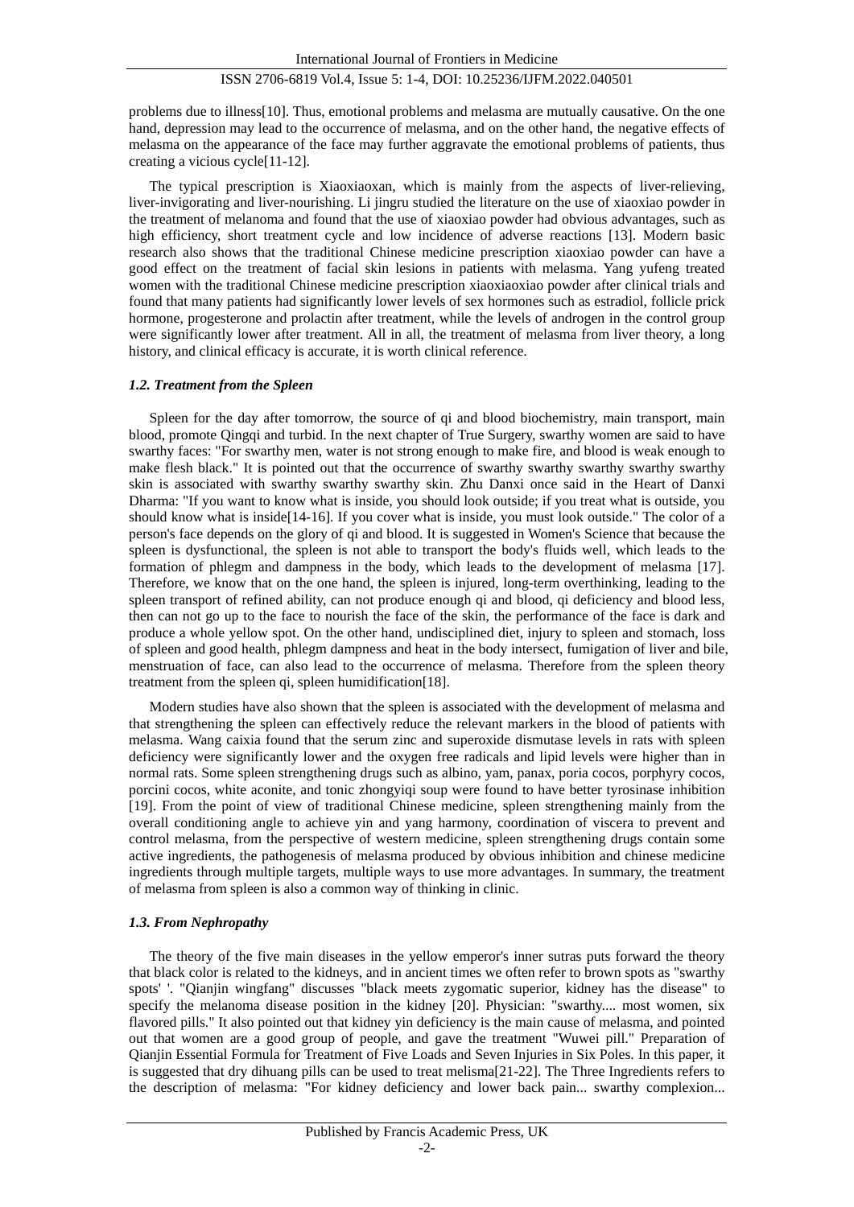problems due to illness[10]. Thus, emotional problems and melasma are mutually causative. On the one hand, depression may lead to the occurrence of melasma, and on the other hand, the negative effects of melasma on the appearance of the face may further aggravate the emotional problems of patients, thus creating a vicious cycle[11-12].

The typical prescription is Xiaoxiaoxan, which is mainly from the aspects of liver-relieving, liver-invigorating and liver-nourishing. Li jingru studied the literature on the use of xiaoxiao powder in the treatment of melanoma and found that the use of xiaoxiao powder had obvious advantages, such as high efficiency, short treatment cycle and low incidence of adverse reactions [13]. Modern basic research also shows that the traditional Chinese medicine prescription xiaoxiao powder can have a good effect on the treatment of facial skin lesions in patients with melasma. Yang yufeng treated women with the traditional Chinese medicine prescription xiaoxiaoxiao powder after clinical trials and found that many patients had significantly lower levels of sex hormones such as estradiol, follicle prick hormone, progesterone and prolactin after treatment, while the levels of androgen in the control group were significantly lower after treatment. All in all, the treatment of melasma from liver theory, a long history, and clinical efficacy is accurate, it is worth clinical reference.

### *1.2. Treatment from the Spleen*

Spleen for the day after tomorrow, the source of qi and blood biochemistry, main transport, main blood, promote Qingqi and turbid. In the next chapter of True Surgery, swarthy women are said to have swarthy faces: "For swarthy men, water is not strong enough to make fire, and blood is weak enough to make flesh black." It is pointed out that the occurrence of swarthy swarthy swarthy swarthy swarthy skin is associated with swarthy swarthy swarthy skin. Zhu Danxi once said in the Heart of Danxi Dharma: "If you want to know what is inside, you should look outside; if you treat what is outside, you should know what is inside[14-16]. If you cover what is inside, you must look outside." The color of a person's face depends on the glory of qi and blood. It is suggested in Women's Science that because the spleen is dysfunctional, the spleen is not able to transport the body's fluids well, which leads to the formation of phlegm and dampness in the body, which leads to the development of melasma [17]. Therefore, we know that on the one hand, the spleen is injured, long-term overthinking, leading to the spleen transport of refined ability, can not produce enough qi and blood, qi deficiency and blood less, then can not go up to the face to nourish the face of the skin, the performance of the face is dark and produce a whole yellow spot. On the other hand, undisciplined diet, injury to spleen and stomach, loss of spleen and good health, phlegm dampness and heat in the body intersect, fumigation of liver and bile, menstruation of face, can also lead to the occurrence of melasma. Therefore from the spleen theory treatment from the spleen qi, spleen humidification[18].

Modern studies have also shown that the spleen is associated with the development of melasma and that strengthening the spleen can effectively reduce the relevant markers in the blood of patients with melasma. Wang caixia found that the serum zinc and superoxide dismutase levels in rats with spleen deficiency were significantly lower and the oxygen free radicals and lipid levels were higher than in normal rats. Some spleen strengthening drugs such as albino, yam, panax, poria cocos, porphyry cocos, porcini cocos, white aconite, and tonic zhongyiqi soup were found to have better tyrosinase inhibition [19]. From the point of view of traditional Chinese medicine, spleen strengthening mainly from the overall conditioning angle to achieve yin and yang harmony, coordination of viscera to prevent and control melasma, from the perspective of western medicine, spleen strengthening drugs contain some active ingredients, the pathogenesis of melasma produced by obvious inhibition and chinese medicine ingredients through multiple targets, multiple ways to use more advantages. In summary, the treatment of melasma from spleen is also a common way of thinking in clinic.

### *1.3. From Nephropathy*

The theory of the five main diseases in the yellow emperor's inner sutras puts forward the theory that black color is related to the kidneys, and in ancient times we often refer to brown spots as "swarthy spots' '. "Qianjin wingfang" discusses "black meets zygomatic superior, kidney has the disease" to specify the melanoma disease position in the kidney [20]. Physician: "swarthy.... most women, six flavored pills." It also pointed out that kidney yin deficiency is the main cause of melasma, and pointed out that women are a good group of people, and gave the treatment "Wuwei pill." Preparation of Qianjin Essential Formula for Treatment of Five Loads and Seven Injuries in Six Poles. In this paper, it is suggested that dry dihuang pills can be used to treat melisma[21-22]. The Three Ingredients refers to the description of melasma: "For kidney deficiency and lower back pain... swarthy complexion...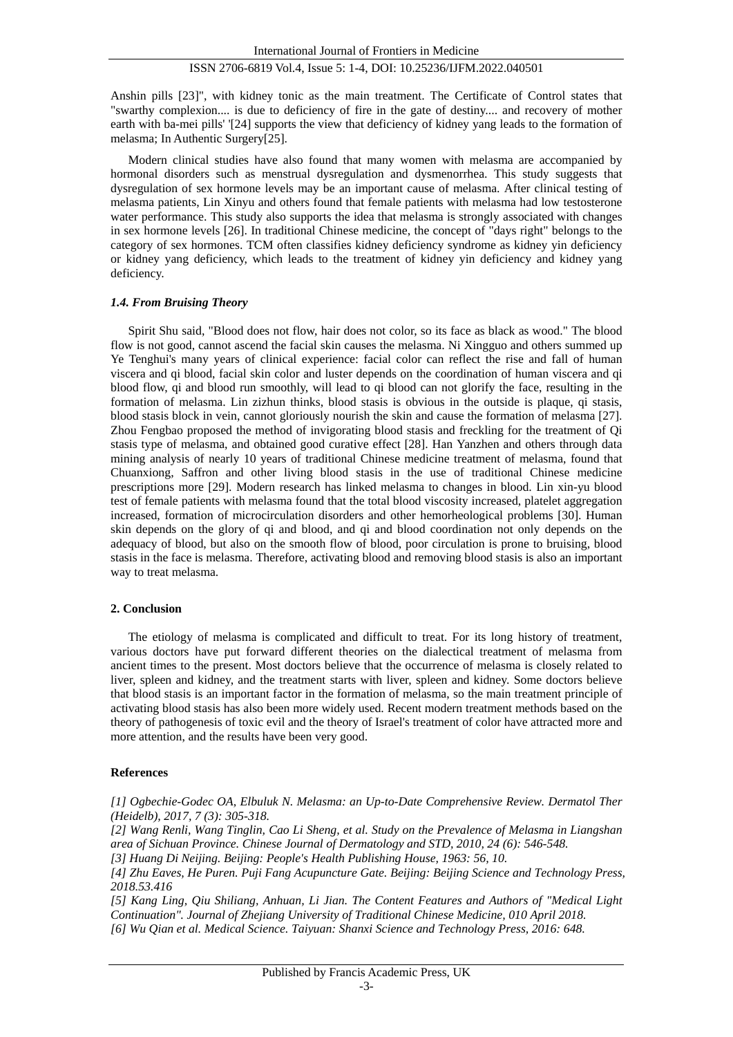Anshin pills [23]", with kidney tonic as the main treatment. The Certificate of Control states that "swarthy complexion.... is due to deficiency of fire in the gate of destiny.... and recovery of mother earth with ba-mei pills' '[24] supports the view that deficiency of kidney yang leads to the formation of melasma; In Authentic Surgery[25].

Modern clinical studies have also found that many women with melasma are accompanied by hormonal disorders such as menstrual dysregulation and dysmenorrhea. This study suggests that dysregulation of sex hormone levels may be an important cause of melasma. After clinical testing of melasma patients, Lin Xinyu and others found that female patients with melasma had low testosterone water performance. This study also supports the idea that melasma is strongly associated with changes in sex hormone levels [26]. In traditional Chinese medicine, the concept of "days right" belongs to the category of sex hormones. TCM often classifies kidney deficiency syndrome as kidney yin deficiency or kidney yang deficiency, which leads to the treatment of kidney yin deficiency and kidney yang deficiency.

### *1.4. From Bruising Theory*

Spirit Shu said, "Blood does not flow, hair does not color, so its face as black as wood." The blood flow is not good, cannot ascend the facial skin causes the melasma. Ni Xingguo and others summed up Ye Tenghui's many years of clinical experience: facial color can reflect the rise and fall of human viscera and qi blood, facial skin color and luster depends on the coordination of human viscera and qi blood flow, qi and blood run smoothly, will lead to qi blood can not glorify the face, resulting in the formation of melasma. Lin zizhun thinks, blood stasis is obvious in the outside is plaque, qi stasis, blood stasis block in vein, cannot gloriously nourish the skin and cause the formation of melasma [27]. Zhou Fengbao proposed the method of invigorating blood stasis and freckling for the treatment of Qi stasis type of melasma, and obtained good curative effect [28]. Han Yanzhen and others through data mining analysis of nearly 10 years of traditional Chinese medicine treatment of melasma, found that Chuanxiong, Saffron and other living blood stasis in the use of traditional Chinese medicine prescriptions more [29]. Modern research has linked melasma to changes in blood. Lin xin-yu blood test of female patients with melasma found that the total blood viscosity increased, platelet aggregation increased, formation of microcirculation disorders and other hemorheological problems [30]. Human skin depends on the glory of qi and blood, and qi and blood coordination not only depends on the adequacy of blood, but also on the smooth flow of blood, poor circulation is prone to bruising, blood stasis in the face is melasma. Therefore, activating blood and removing blood stasis is also an important way to treat melasma.

## 2. Conclusion

The etiology of melasma is complicated and difficult to treat. For its long history of treatment, various doctors have put forward different theories on the dialectical treatment of melasma from ancient times to the present. Most doctors believe that the occurrence of melasma is closely related to liver, spleen and kidney, and the treatment starts with liver, spleen and kidney. Some doctors believe that blood stasis is an important factor in the formation of melasma, so the main treatment principle of activating blood stasis has also been more widely used. Recent modern treatment methods based on the theory of pathogenesis of toxic evil and the theory of Israel's treatment of color have attracted more and more attention, and the results have been very good.

## References

*[1] Ogbechie-Godec OA, Elbuluk N. Melasma: an Up-to-Date Comprehensive Review. Dermatol Ther (Heidelb), 2017, 7 (3): 305-318.*

*[2] Wang Renli, Wang Tinglin, Cao Li Sheng, et al. Study on the Prevalence of Melasma in Liangshan area of Sichuan Province. Chinese Journal of Dermatology and STD, 2010, 24 (6): 546-548.*

*[3] Huang Di Neijing. Beijing: People's Health Publishing House, 1963: 56, 10.*

*[4] Zhu Eaves, He Puren. Puji Fang Acupuncture Gate. Beijing: Beijing Science and Technology Press, 2018.53.416*

*[5] Kang Ling, Qiu Shiliang, Anhuan, Li Jian. The Content Features and Authors of "Medical Light Continuation". Journal of Zhejiang University of Traditional Chinese Medicine, 010 April 2018.*

*[6] Wu Qian et al. Medical Science. Taiyuan: Shanxi Science and Technology Press, 2016: 648.*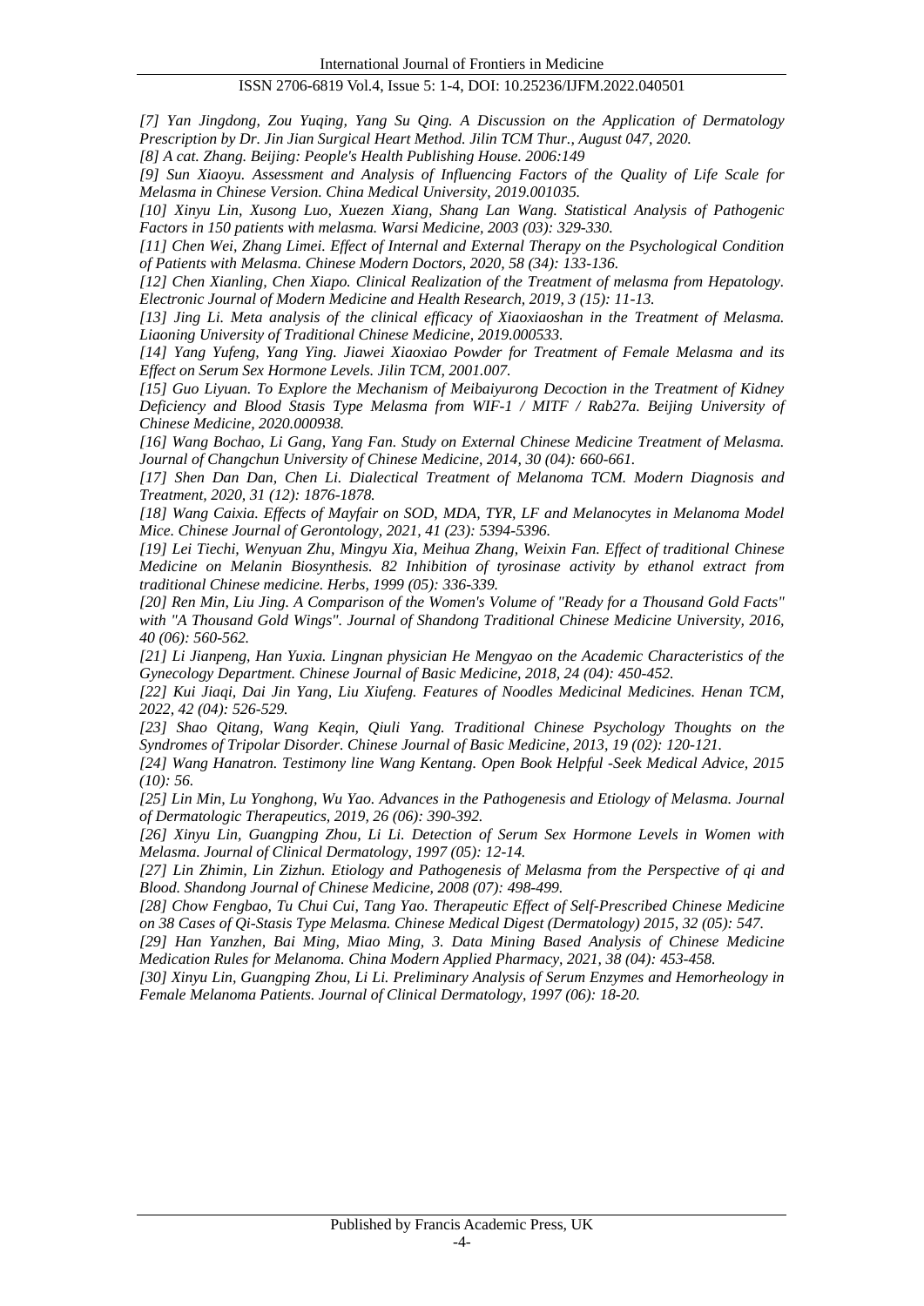*[7] Yan Jingdong, Zou Yuqing, Yang Su Qing. A Discussion on the Application of Dermatology Prescription by Dr. Jin Jian Surgical Heart Method. Jilin TCM Thur., August 047, 2020.*

*[8] A cat. Zhang. Beijing: People's Health Publishing House. 2006:149*

*[9] Sun Xiaoyu. Assessment and Analysis of Influencing Factors of the Quality of Life Scale for Melasma in Chinese Version. China Medical University, 2019.001035.*

*[10] Xinyu Lin, Xusong Luo, Xuezen Xiang, Shang Lan Wang. Statistical Analysis of Pathogenic Factors in 150 patients with melasma. Warsi Medicine, 2003 (03): 329-330.*

*[11] Chen Wei, Zhang Limei. Effect of Internal and External Therapy on the Psychological Condition of Patients with Melasma. Chinese Modern Doctors, 2020, 58 (34): 133-136.*

*[12] Chen Xianling, Chen Xiapo. Clinical Realization of the Treatment of melasma from Hepatology. Electronic Journal of Modern Medicine and Health Research, 2019, 3 (15): 11-13.*

*[13] Jing Li. Meta analysis of the clinical efficacy of Xiaoxiaoshan in the Treatment of Melasma. Liaoning University of Traditional Chinese Medicine, 2019.000533.*

*[14] Yang Yufeng, Yang Ying. Jiawei Xiaoxiao Powder for Treatment of Female Melasma and its Effect on Serum Sex Hormone Levels. Jilin TCM, 2001.007.*

*[15] Guo Liyuan. To Explore the Mechanism of Meibaiyurong Decoction in the Treatment of Kidney Deficiency and Blood Stasis Type Melasma from WIF-1 / MITF / Rab27a. Beijing University of Chinese Medicine, 2020.000938.*

*[16] Wang Bochao, Li Gang, Yang Fan. Study on External Chinese Medicine Treatment of Melasma. Journal of Changchun University of Chinese Medicine, 2014, 30 (04): 660-661.*

*[17] Shen Dan Dan, Chen Li. Dialectical Treatment of Melanoma TCM. Modern Diagnosis and Treatment, 2020, 31 (12): 1876-1878.*

*[18] Wang Caixia. Effects of Mayfair on SOD, MDA, TYR, LF and Melanocytes in Melanoma Model Mice. Chinese Journal of Gerontology, 2021, 41 (23): 5394-5396.*

*[19] Lei Tiechi, Wenyuan Zhu, Mingyu Xia, Meihua Zhang, Weixin Fan. Effect of traditional Chinese Medicine on Melanin Biosynthesis. 82 Inhibition of tyrosinase activity by ethanol extract from traditional Chinese medicine. Herbs, 1999 (05): 336-339.*

*[20] Ren Min, Liu Jing. A Comparison of the Women's Volume of "Ready for a Thousand Gold Facts" with "A Thousand Gold Wings". Journal of Shandong Traditional Chinese Medicine University, 2016, 40 (06): 560-562.*

*[21] Li Jianpeng, Han Yuxia. Lingnan physician He Mengyao on the Academic Characteristics of the Gynecology Department. Chinese Journal of Basic Medicine, 2018, 24 (04): 450-452.*

*[22] Kui Jiaqi, Dai Jin Yang, Liu Xiufeng. Features of Noodles Medicinal Medicines. Henan TCM, 2022, 42 (04): 526-529.*

*[23] Shao Qitang, Wang Keqin, Qiuli Yang. Traditional Chinese Psychology Thoughts on the Syndromes of Tripolar Disorder. Chinese Journal of Basic Medicine, 2013, 19 (02): 120-121.*

*[24] Wang Hanatron. Testimony line Wang Kentang. Open Book Helpful -Seek Medical Advice, 2015 (10): 56.*

*[25] Lin Min, Lu Yonghong, Wu Yao. Advances in the Pathogenesis and Etiology of Melasma. Journal of Dermatologic Therapeutics, 2019, 26 (06): 390-392.*

*[26] Xinyu Lin, Guangping Zhou, Li Li. Detection of Serum Sex Hormone Levels in Women with Melasma. Journal of Clinical Dermatology, 1997 (05): 12-14.*

*[27] Lin Zhimin, Lin Zizhun. Etiology and Pathogenesis of Melasma from the Perspective of qi and Blood. Shandong Journal of Chinese Medicine, 2008 (07): 498-499.*

*[28] Chow Fengbao, Tu Chui Cui, Tang Yao. Therapeutic Effect of Self-Prescribed Chinese Medicine on 38 Cases of Qi-Stasis Type Melasma. Chinese Medical Digest (Dermatology) 2015, 32 (05): 547.*

*[29] Han Yanzhen, Bai Ming, Miao Ming, 3. Data Mining Based Analysis of Chinese Medicine Medication Rules for Melanoma. China Modern Applied Pharmacy, 2021, 38 (04): 453-458.*

*[30] Xinyu Lin, Guangping Zhou, Li Li. Preliminary Analysis of Serum Enzymes and Hemorheology in Female Melanoma Patients. Journal of Clinical Dermatology, 1997 (06): 18-20.*